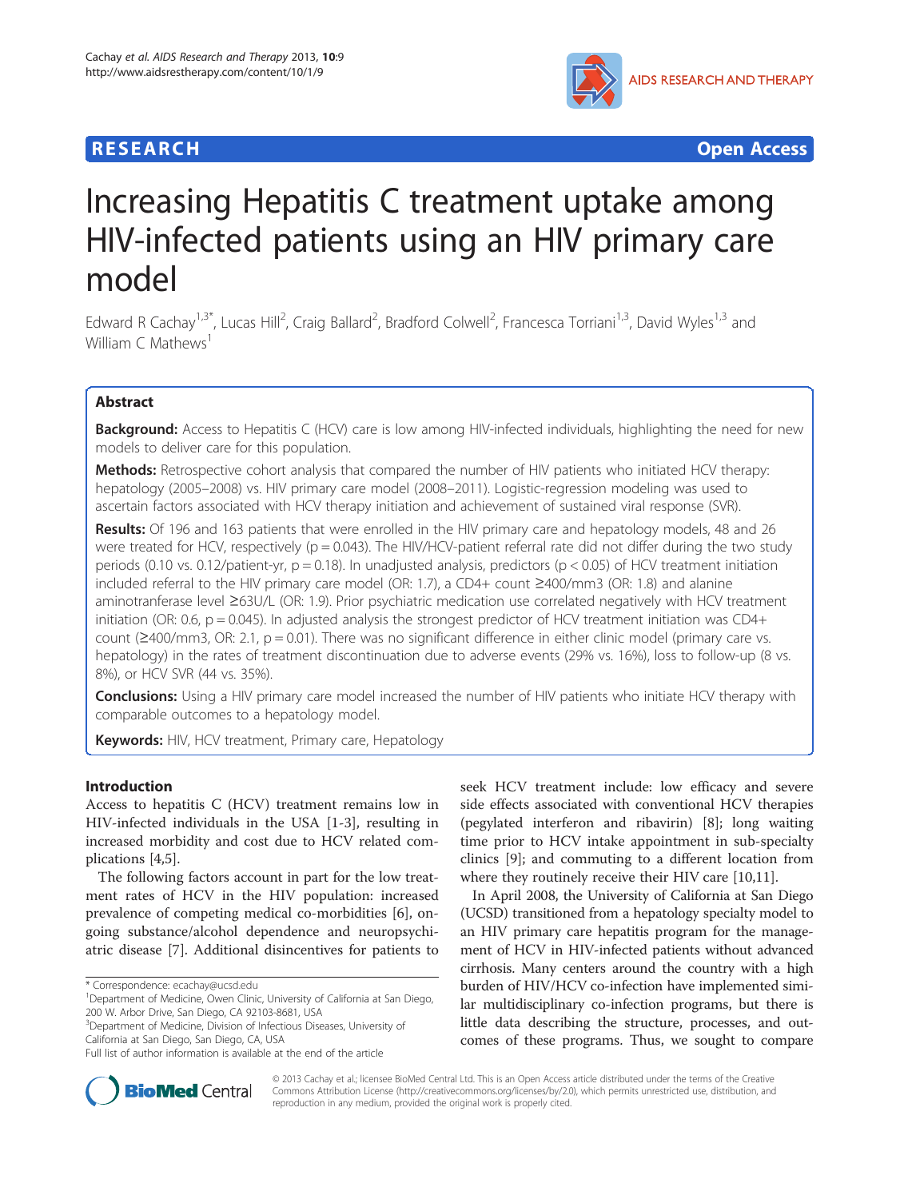# Increasing Hepatitis C treatment uptake among HIV-infected patients using an HIV primary care model

Edward R Cachay[1,3*], Lucas Hill[2], Craig Ballard[2], Bradford Colwell[2], Francesca Torriani[1,3], David Wyles[1,3] and William C Mathews[1]

## Abstract

**Background:** Access to Hepatitis C (HCV) care is low among HIV-infected individuals, highlighting the need for new models to deliver care for this population.

**Methods:** Retrospective cohort analysis that compared the number of HIV patients who initiated HCV therapy: hepatology (2005–2008) vs. HIV primary care model (2008–2011). Logistic-regression modeling was used to ascertain factors associated with HCV therapy initiation and achievement of sustained viral response (SVR).

**Results:** Of 196 and 163 patients that were enrolled in the HIV primary care and hepatology models, 48 and 26 were treated for HCV, respectively ($p = 0.043$). The HIV/HCV-patient referral rate did not differ during the two study periods (0.10 vs. 0.12/patient-yr, $p = 0.18$). In unadjusted analysis, predictors ($p < 0.05$) of HCV treatment initiation included referral to the HIV primary care model (OR: 1.7), a CD4+ count ≥400/mm3 (OR: 1.8) and alanine aminotranferase level ≥63U/L (OR: 1.9). Prior psychiatric medication use correlated negatively with HCV treatment initiation (OR: 0.6, $p = 0.045$). In adjusted analysis the strongest predictor of HCV treatment initiation was CD4+ count (≥400/mm3, OR: 2.1, $p = 0.01$). There was no significant difference in either clinic model (primary care vs. hepatology) in the rates of treatment discontinuation due to adverse events (29% vs. 16%), loss to follow-up (8 vs. 8%), or HCV SVR (44 vs. 35%).

**Conclusions:** Using a HIV primary care model increased the number of HIV patients who initiate HCV therapy with comparable outcomes to a hepatology model.

**Keywords:** HIV, HCV treatment, Primary care, Hepatology

## Introduction

Access to hepatitis C (HCV) treatment remains low in HIV-infected individuals in the USA [1-3], resulting in increased morbidity and cost due to HCV related complications [4,5].

The following factors account in part for the low treatment rates of HCV in the HIV population: increased prevalence of competing medical co-morbidities [6], ongoing substance/alcohol dependence and neuropsychiatric disease [7]. Additional disincentives for patients to seek HCV treatment include: low efficacy and severe side effects associated with conventional HCV therapies (pegylated interferon and ribavirin) [8]; long waiting time prior to HCV intake appointment in sub-specialty clinics [9]; and commuting to a different location from where they routinely receive their HIV care [10,11].

In April 2008, the University of California at San Diego (UCSD) transitioned from a hepatology specialty model to an HIV primary care hepatitis program for the management of HCV in HIV-infected patients without advanced cirrhosis. Many centers around the country with a high burden of HIV/HCV co-infection have implemented similar multidisciplinary co-infection programs, but there is little data describing the structure, processes, and outcomes of these programs. Thus, we sought to compare

\* Correspondence: ecachay@ucsd.edu
[1]Department of Medicine, Owen Clinic, University of California at San Diego, 200 W. Arbor Drive, San Diego, CA 92103-8681, USA
[3]Department of Medicine, Division of Infectious Diseases, University of California at San Diego, San Diego, CA, USA
Full list of author information is available at the end of the article

© 2013 Cachay et al.; licensee BioMed Central Ltd. This is an Open Access article distributed under the terms of the Creative Commons Attribution License (http://creativecommons.org/licenses/by/2.0), which permits unrestricted use, distribution, and reproduction in any medium, provided the original work is properly cited.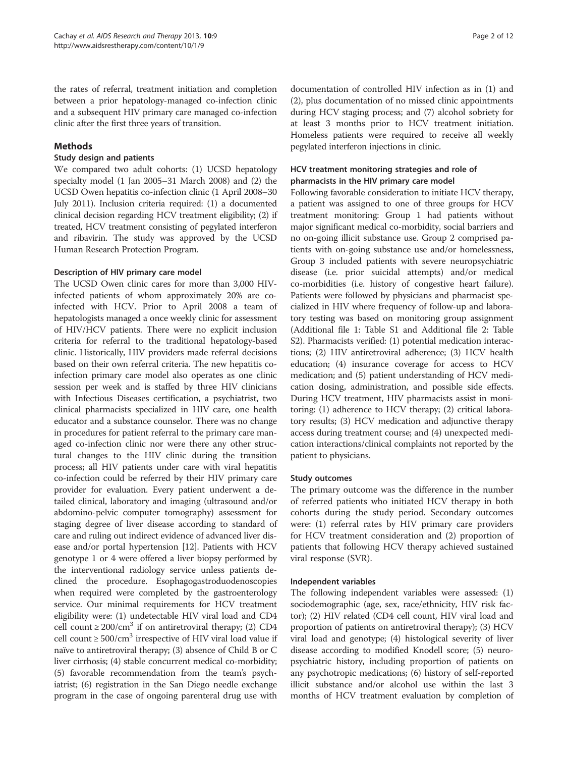the rates of referral, treatment initiation and completion between a prior hepatology-managed co-infection clinic and a subsequent HIV primary care managed co-infection clinic after the first three years of transition.

## Methods

### Study design and patients

We compared two adult cohorts: (1) UCSD hepatology specialty model (1 Jan 2005–31 March 2008) and (2) the UCSD Owen hepatitis co-infection clinic (1 April 2008–30 July 2011). Inclusion criteria required: (1) a documented clinical decision regarding HCV treatment eligibility; (2) if treated, HCV treatment consisting of pegylated interferon and ribavirin. The study was approved by the UCSD Human Research Protection Program.

### Description of HIV primary care model

The UCSD Owen clinic cares for more than 3,000 HIV-infected patients of whom approximately 20% are co-infected with HCV. Prior to April 2008 a team of hepatologists managed a once weekly clinic for assessment of HIV/HCV patients. There were no explicit inclusion criteria for referral to the traditional hepatology-based clinic. Historically, HIV providers made referral decisions based on their own referral criteria. The new hepatitis co-infection primary care model also operates as one clinic session per week and is staffed by three HIV clinicians with Infectious Diseases certification, a psychiatrist, two clinical pharmacists specialized in HIV care, one health educator and a substance counselor. There was no change in procedures for patient referral to the primary care managed co-infection clinic nor were there any other structural changes to the HIV clinic during the transition process; all HIV patients under care with viral hepatitis co-infection could be referred by their HIV primary care provider for evaluation. Every patient underwent a detailed clinical, laboratory and imaging (ultrasound and/or abdomino-pelvic computer tomography) assessment for staging degree of liver disease according to standard of care and ruling out indirect evidence of advanced liver disease and/or portal hypertension [12]. Patients with HCV genotype 1 or 4 were offered a liver biopsy performed by the interventional radiology service unless patients declined the procedure. Esophagogastroduodenoscopies when required were completed by the gastroenterology service. Our minimal requirements for HCV treatment eligibility were: (1) undetectable HIV viral load and CD4 cell count ≥ 200/cm$^3$ if on antiretroviral therapy; (2) CD4 cell count ≥ 500/cm$^3$ irrespective of HIV viral load value if naïve to antiretroviral therapy; (3) absence of Child B or C liver cirrhosis; (4) stable concurrent medical co-morbidity; (5) favorable recommendation from the team's psychiatrist; (6) registration in the San Diego needle exchange program in the case of ongoing parenteral drug use with documentation of controlled HIV infection as in (1) and (2), plus documentation of no missed clinic appointments during HCV staging process; and (7) alcohol sobriety for at least 3 months prior to HCV treatment initiation. Homeless patients were required to receive all weekly pegylated interferon injections in clinic.

### HCV treatment monitoring strategies and role of pharmacists in the HIV primary care model

Following favorable consideration to initiate HCV therapy, a patient was assigned to one of three groups for HCV treatment monitoring: Group 1 had patients without major significant medical co-morbidity, social barriers and no on-going illicit substance use. Group 2 comprised patients with on-going substance use and/or homelessness, Group 3 included patients with severe neuropsychiatric disease (i.e. prior suicidal attempts) and/or medical co-morbidities (i.e. history of congestive heart failure). Patients were followed by physicians and pharmacist specialized in HIV where frequency of follow-up and laboratory testing was based on monitoring group assignment (Additional file 1: Table S1 and Additional file 2: Table S2). Pharmacists verified: (1) potential medication interactions; (2) HIV antiretroviral adherence; (3) HCV health education; (4) insurance coverage for access to HCV medication; and (5) patient understanding of HCV medication dosing, administration, and possible side effects. During HCV treatment, HIV pharmacists assist in monitoring: (1) adherence to HCV therapy; (2) critical laboratory results; (3) HCV medication and adjunctive therapy access during treatment course; and (4) unexpected medication interactions/clinical complaints not reported by the patient to physicians.

### Study outcomes

The primary outcome was the difference in the number of referred patients who initiated HCV therapy in both cohorts during the study period. Secondary outcomes were: (1) referral rates by HIV primary care providers for HCV treatment consideration and (2) proportion of patients that following HCV therapy achieved sustained viral response (SVR).

### Independent variables

The following independent variables were assessed: (1) sociodemographic (age, sex, race/ethnicity, HIV risk factor); (2) HIV related (CD4 cell count, HIV viral load and proportion of patients on antiretroviral therapy); (3) HCV viral load and genotype; (4) histological severity of liver disease according to modified Knodell score; (5) neuropsychiatric history, including proportion of patients on any psychotropic medications; (6) history of self-reported illicit substance and/or alcohol use within the last 3 months of HCV treatment evaluation by completion of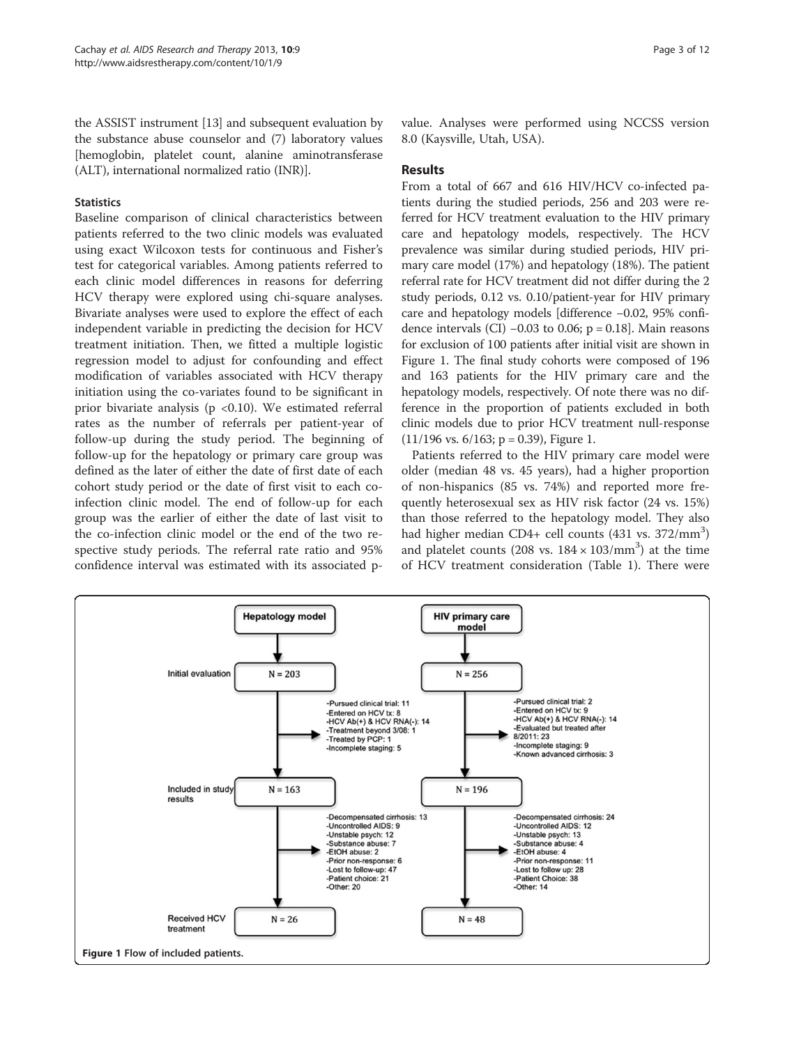the ASSIST instrument [13] and subsequent evaluation by the substance abuse counselor and (7) laboratory values [hemoglobin, platelet count, alanine aminotransferase (ALT), international normalized ratio (INR)].

### Statistics

Baseline comparison of clinical characteristics between patients referred to the two clinic models was evaluated using exact Wilcoxon tests for continuous and Fisher's test for categorical variables. Among patients referred to each clinic model differences in reasons for deferring HCV therapy were explored using chi-square analyses. Bivariate analyses were used to explore the effect of each independent variable in predicting the decision for HCV treatment initiation. Then, we fitted a multiple logistic regression model to adjust for confounding and effect modification of variables associated with HCV therapy initiation using the co-variates found to be significant in prior bivariate analysis ($p < 0.10$). We estimated referral rates as the number of referrals per patient-year of follow-up during the study period. The beginning of follow-up for the hepatology or primary care group was defined as the later of either the date of first date of each cohort study period or the date of first visit to each co-infection clinic model. The end of follow-up for each group was the earlier of either the date of last visit to the co-infection clinic model or the end of the two respective study periods. The referral rate ratio and 95% confidence interval was estimated with its associated p-value. Analyses were performed using NCCSS version 8.0 (Kaysville, Utah, USA).

## Results

From a total of 667 and 616 HIV/HCV co-infected patients during the studied periods, 256 and 203 were referred for HCV treatment evaluation to the HIV primary care and hepatology models, respectively. The HCV prevalence was similar during studied periods, HIV primary care model (17%) and hepatology (18%). The patient referral rate for HCV treatment did not differ during the 2 study periods, 0.12 vs. 0.10/patient-year for HIV primary care and hepatology models [difference −0.02, 95% confidence intervals (CI) −0.03 to 0.06; p = 0.18]. Main reasons for exclusion of 100 patients after initial visit are shown in Figure 1. The final study cohorts were composed of 196 and 163 patients for the HIV primary care and the hepatology models, respectively. Of note there was no difference in the proportion of patients excluded in both clinic models due to prior HCV treatment null-response (11/196 vs. 6/163; p = 0.39), Figure 1.

Patients referred to the HIV primary care model were older (median 48 vs. 45 years), had a higher proportion of non-hispanics (85 vs. 74%) and reported more frequently heterosexual sex as HIV risk factor (24 vs. 15%) than those referred to the hepatology model. They also had higher median CD4+ cell counts (431 vs. 372/mm$^3$) and platelet counts (208 vs. $184 \times 103/\text{mm}^3$) at the time of HCV treatment consideration (Table 1). There were

| | Hepatology model | HIV primary care model |
|---|---|---|
| Initial evaluation | N = 203 | N = 256 |
| Excluded | -Pursued clinical trial: 11<br>-Entered on HCV tx: 8<br>-HCV Ab(+) & HCV RNA(-): 14<br>-Treatment beyond 3/08: 1<br>-Treated by PCP: 1<br>-Incomplete staging: 5 | -Pursued clinical trial: 2<br>-Entered on HCV tx: 9<br>-HCV Ab(+) & HCV RNA(-): 14<br>-Evaluated but treated after 8/2011: 23<br>-Incomplete staging: 9<br>-Known advanced cirrhosis: 3 |
| Included in study results | N = 163 | N = 196 |
| Not treated | -Decompensated cirrhosis: 13<br>-Uncontrolled AIDS: 9<br>-Unstable psych: 12<br>-Substance abuse: 7<br>-EtOH abuse: 2<br>-Prior non-response: 6<br>-Lost to follow-up: 47<br>-Patient choice: 21<br>-Other: 20 | -Decompensated cirrhosis: 24<br>-Uncontrolled AIDS: 12<br>-Unstable psych: 13<br>-Substance abuse: 4<br>-EtOH abuse: 4<br>-Prior non-response: 11<br>-Lost to follow up: 28<br>-Patient Choice: 38<br>-Other: 14 |
| Received HCV treatment | N = 26 | N = 48 |

**Figure 1** Flow of included patients.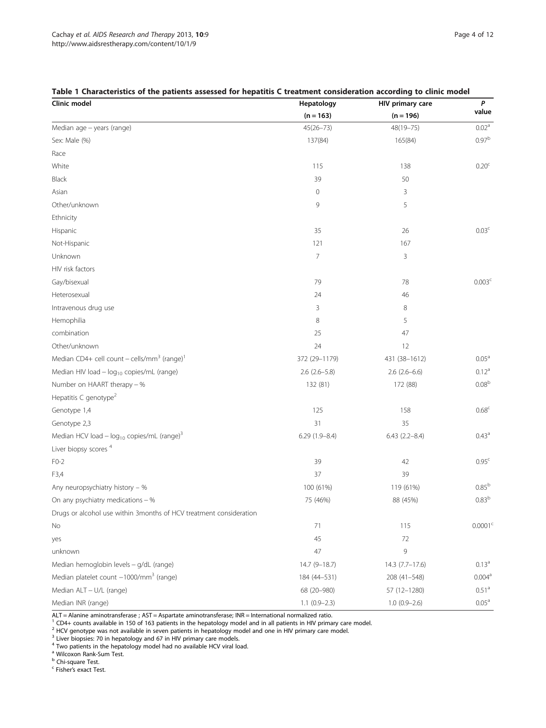**Table 1 Characteristics of the patients assessed for hepatitis C treatment consideration according to clinic model**

| Clinic model | Hepatology (n = 163) | HIV primary care (n = 196) | *P* value |
|---|---|---|---|
| Median age – years (range) | 45(26–73) | 48(19–75) | 0.02[a] |
| Sex: Male (%) | 137(84) | 165(84) | 0.97[b] |
| Race | | | |
| White | 115 | 138 | 0.20[c] |
| Black | 39 | 50 | |
| Asian | 0 | 3 | |
| Other/unknown | 9 | 5 | |
| Ethnicity | | | |
| Hispanic | 35 | 26 | 0.03[c] |
| Not-Hispanic | 121 | 167 | |
| Unknown | 7 | 3 | |
| HIV risk factors | | | |
| Gay/bisexual | 79 | 78 | 0.003[c] |
| Heterosexual | 24 | 46 | |
| Intravenous drug use | 3 | 8 | |
| Hemophilia | 8 | 5 | |
| combination | 25 | 47 | |
| Other/unknown | 24 | 12 | |
| Median CD4+ cell count – cells/mm$^3$ (range)[1] | 372 (29–1179) | 431 (38–1612) | 0.05[a] |
| Median HIV load – $\log_{10}$ copies/mL (range) | 2.6 (2.6–5.8) | 2.6 (2.6–6.6) | 0.12[a] |
| Number on HAART therapy – % | 132 (81) | 172 (88) | 0.08[b] |
| Hepatitis C genotype[2] | | | |
| Genotype 1,4 | 125 | 158 | 0.68[c] |
| Genotype 2,3 | 31 | 35 | |
| Median HCV load – $\log_{10}$ copies/mL (range)[3] | 6.29 (1.9–8.4) | 6.43 (2.2–8.4) | 0.43[a] |
| Liver biopsy scores [4] | | | |
| F0-2 | 39 | 42 | 0.95[c] |
| F3,4 | 37 | 39 | |
| Any neuropsychiatry history – % | 100 (61%) | 119 (61%) | 0.85[b] |
| On any psychiatry medications – % | 75 (46%) | 88 (45%) | 0.83[b] |
| Drugs or alcohol use within 3months of HCV treatment consideration | | | |
| No | 71 | 115 | 0.0001[c] |
| yes | 45 | 72 | |
| unknown | 47 | 9 | |
| Median hemoglobin levels – g/dL (range) | 14.7 (9–18.7) | 14.3 (7.7–17.6) | 0.13[a] |
| Median platelet count –1000/mm$^3$ (range) | 184 (44–531) | 208 (41–548) | 0.004[a] |
| Median ALT – U/L (range) | 68 (20–980) | 57 (12–1280) | 0.51[a] |
| Median INR (range) | 1.1 (0.9–2.3) | 1.0 (0.9–2.6) | 0.05[a] |

ALT = Alanine aminotransferase ; AST = Aspartate aminotransferase; INR = International normalized ratio.
[1] CD4+ counts available in 150 of 163 patients in the hepatology model and in all patients in HIV primary care model.
[2] HCV genotype was not available in seven patients in hepatology model and one in HIV primary care model.
[3] Liver biopsies: 70 in hepatology and 67 in HIV primary care models.
[4] Two patients in the hepatology model had no available HCV viral load.
[a] Wilcoxon Rank-Sum Test.
[b] Chi-square Test.
[c] Fisher's exact Test.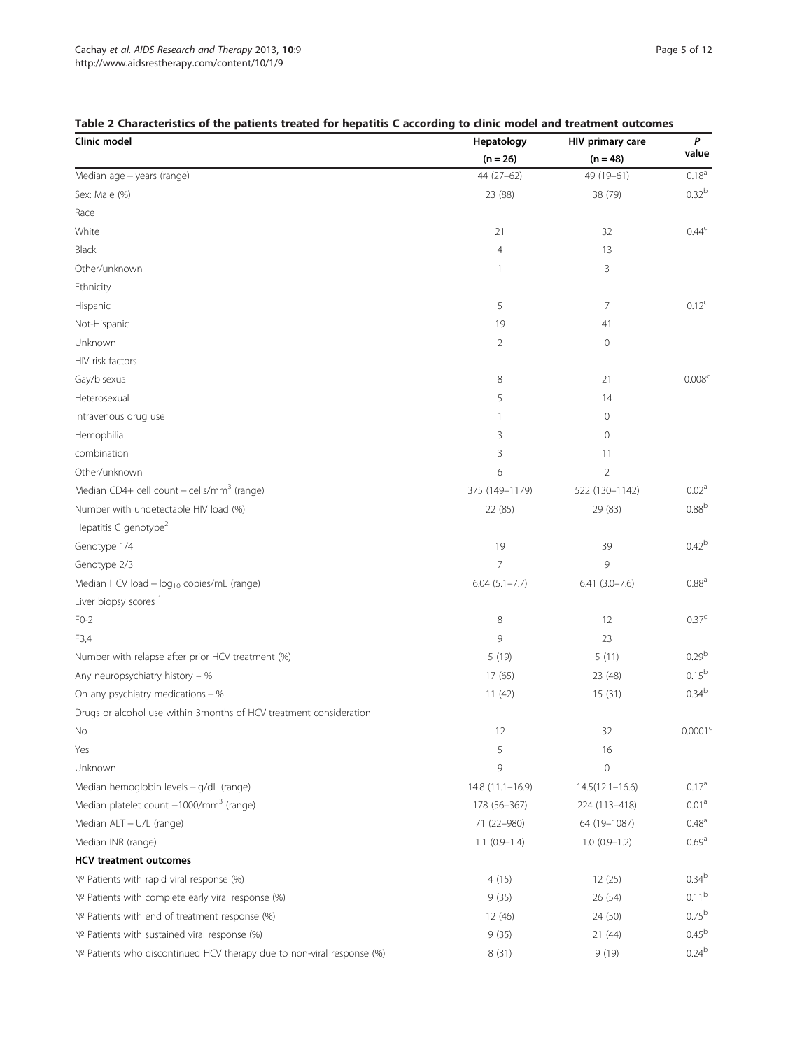**Table 2 Characteristics of the patients treated for hepatitis C according to clinic model and treatment outcomes**

| Clinic model | Hepatology (n = 26) | HIV primary care (n = 48) | P value |
|---|---|---|---|
| Median age – years (range) | 44 (27–62) | 49 (19–61) | 0.18[a] |
| Sex: Male (%) | 23 (88) | 38 (79) | 0.32[b] |
| Race | | | |
| White | 21 | 32 | 0.44[c] |
| Black | 4 | 13 | |
| Other/unknown | 1 | 3 | |
| Ethnicity | | | |
| Hispanic | 5 | 7 | 0.12[c] |
| Not-Hispanic | 19 | 41 | |
| Unknown | 2 | 0 | |
| HIV risk factors | | | |
| Gay/bisexual | 8 | 21 | 0.008[c] |
| Heterosexual | 5 | 14 | |
| Intravenous drug use | 1 | 0 | |
| Hemophilia | 3 | 0 | |
| combination | 3 | 11 | |
| Other/unknown | 6 | 2 | |
| Median CD4+ cell count – cells/mm$^3$ (range) | 375 (149–1179) | 522 (130–1142) | 0.02[a] |
| Number with undetectable HIV load (%) | 22 (85) | 29 (83) | 0.88[b] |
| Hepatitis C genotype[2] | | | |
| Genotype 1/4 | 19 | 39 | 0.42[b] |
| Genotype 2/3 | 7 | 9 | |
| Median HCV load – $\log_{10}$ copies/mL (range) | 6.04 (5.1–7.7) | 6.41 (3.0–7.6) | 0.88[a] |
| Liver biopsy scores [1] | | | |
| F0-2 | 8 | 12 | 0.37[c] |
| F3,4 | 9 | 23 | |
| Number with relapse after prior HCV treatment (%) | 5 (19) | 5 (11) | 0.29[b] |
| Any neuropsychiatry history – % | 17 (65) | 23 (48) | 0.15[b] |
| On any psychiatry medications – % | 11 (42) | 15 (31) | 0.34[b] |
| Drugs or alcohol use within 3months of HCV treatment consideration | | | |
| No | 12 | 32 | 0.0001[c] |
| Yes | 5 | 16 | |
| Unknown | 9 | 0 | |
| Median hemoglobin levels – g/dL (range) | 14.8 (11.1–16.9) | 14.5(12.1–16.6) | 0.17[a] |
| Median platelet count –1000/mm$^3$ (range) | 178 (56–367) | 224 (113–418) | 0.01[a] |
| Median ALT – U/L (range) | 71 (22–980) | 64 (19–1087) | 0.48[a] |
| Median INR (range) | 1.1 (0.9–1.4) | 1.0 (0.9–1.2) | 0.69[a] |
| **HCV treatment outcomes** | | | |
| № Patients with rapid viral response (%) | 4 (15) | 12 (25) | 0.34[b] |
| № Patients with complete early viral response (%) | 9 (35) | 26 (54) | 0.11[b] |
| № Patients with end of treatment response (%) | 12 (46) | 24 (50) | 0.75[b] |
| № Patients with sustained viral response (%) | 9 (35) | 21 (44) | 0.45[b] |
| № Patients who discontinued HCV therapy due to non-viral response (%) | 8 (31) | 9 (19) | 0.24[b] |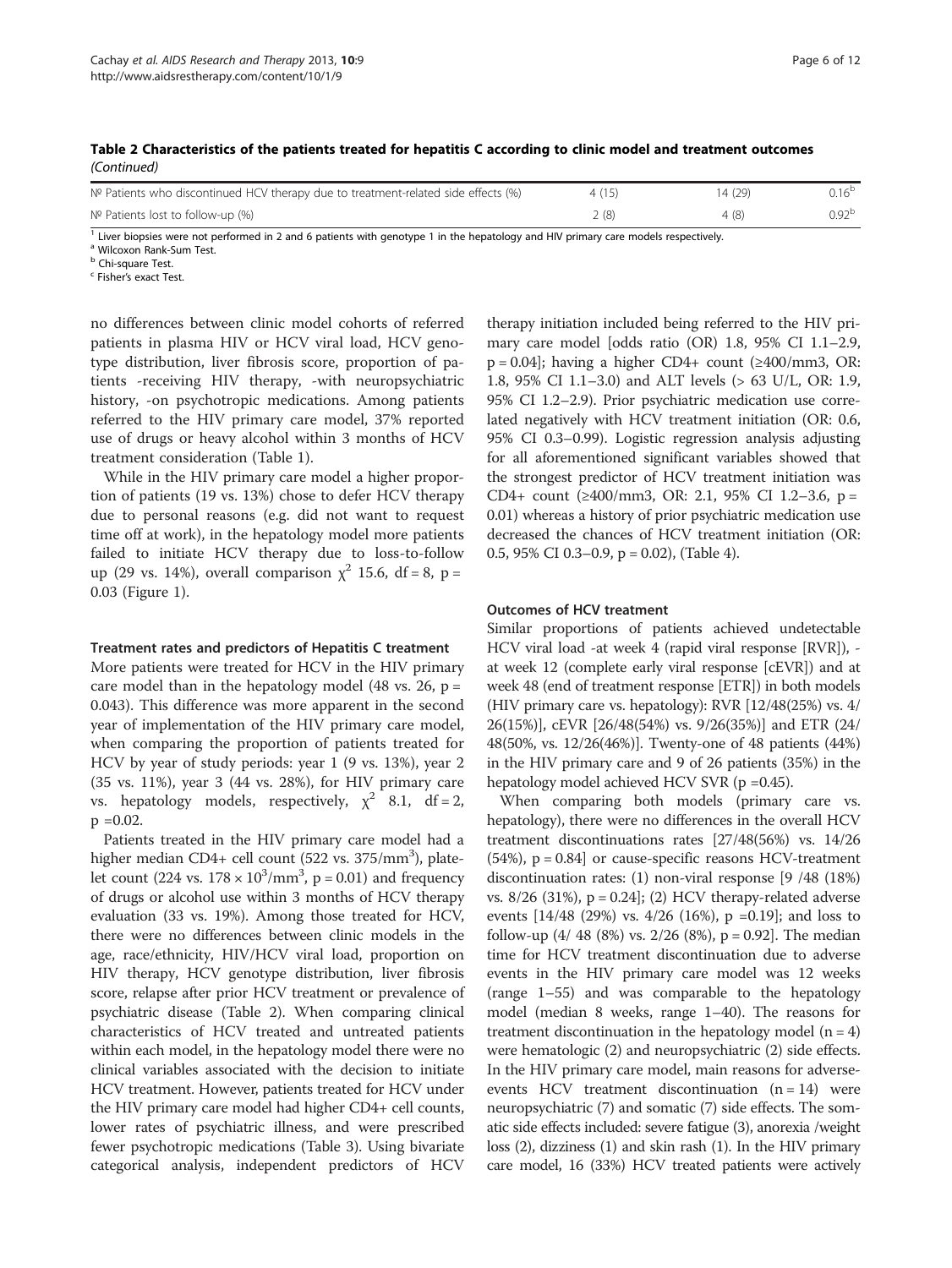**Table 2 Characteristics of the patients treated for hepatitis C according to clinic model and treatment outcomes** *(Continued)*

| | | | |
|---|---|---|---|
| № Patients who discontinued HCV therapy due to treatment-related side effects (%) | 4 (15) | 14 (29) | 0.16[b] |
| № Patients lost to follow-up (%) | 2 (8) | 4 (8) | 0.92[b] |

[1] Liver biopsies were not performed in 2 and 6 patients with genotype 1 in the hepatology and HIV primary care models respectively.
[a] Wilcoxon Rank-Sum Test.
[b] Chi-square Test.
[c] Fisher's exact Test.

no differences between clinic model cohorts of referred patients in plasma HIV or HCV viral load, HCV genotype distribution, liver fibrosis score, proportion of patients -receiving HIV therapy, -with neuropsychiatric history, -on psychotropic medications. Among patients referred to the HIV primary care model, 37% reported use of drugs or heavy alcohol within 3 months of HCV treatment consideration (Table 1).

While in the HIV primary care model a higher proportion of patients (19 vs. 13%) chose to defer HCV therapy due to personal reasons (e.g. did not want to request time off at work), in the hepatology model more patients failed to initiate HCV therapy due to loss-to-follow up (29 vs. 14%), overall comparison $\chi^2$ 15.6, df = 8, p = 0.03 (Figure 1).

#### Treatment rates and predictors of Hepatitis C treatment

More patients were treated for HCV in the HIV primary care model than in the hepatology model (48 vs. 26, p = 0.043). This difference was more apparent in the second year of implementation of the HIV primary care model, when comparing the proportion of patients treated for HCV by year of study periods: year 1 (9 vs. 13%), year 2 (35 vs. 11%), year 3 (44 vs. 28%), for HIV primary care vs. hepatology models, respectively, $\chi^2$ 8.1, df = 2, p =0.02.

Patients treated in the HIV primary care model had a higher median CD4+ cell count (522 vs. 375/mm$^3$), platelet count (224 vs. 178 × 10$^3$/mm$^3$, p = 0.01) and frequency of drugs or alcohol use within 3 months of HCV therapy evaluation (33 vs. 19%). Among those treated for HCV, there were no differences between clinic models in the age, race/ethnicity, HIV/HCV viral load, proportion on HIV therapy, HCV genotype distribution, liver fibrosis score, relapse after prior HCV treatment or prevalence of psychiatric disease (Table 2). When comparing clinical characteristics of HCV treated and untreated patients within each model, in the hepatology model there were no clinical variables associated with the decision to initiate HCV treatment. However, patients treated for HCV under the HIV primary care model had higher CD4+ cell counts, lower rates of psychiatric illness, and were prescribed fewer psychotropic medications (Table 3). Using bivariate categorical analysis, independent predictors of HCV therapy initiation included being referred to the HIV primary care model [odds ratio (OR) 1.8, 95% CI 1.1–2.9, p = 0.04]; having a higher CD4+ count (≥400/mm3, OR: 1.8, 95% CI 1.1–3.0) and ALT levels (> 63 U/L, OR: 1.9, 95% CI 1.2–2.9). Prior psychiatric medication use correlated negatively with HCV treatment initiation (OR: 0.6, 95% CI 0.3–0.99). Logistic regression analysis adjusting for all aforementioned significant variables showed that the strongest predictor of HCV treatment initiation was CD4+ count (≥400/mm3, OR: 2.1, 95% CI 1.2–3.6, p = 0.01) whereas a history of prior psychiatric medication use decreased the chances of HCV treatment initiation (OR: 0.5, 95% CI 0.3–0.9, p = 0.02), (Table 4).

#### Outcomes of HCV treatment

Similar proportions of patients achieved undetectable HCV viral load -at week 4 (rapid viral response [RVR]), -at week 12 (complete early viral response [cEVR]) and at week 48 (end of treatment response [ETR]) in both models (HIV primary care vs. hepatology): RVR [12/48(25%) vs. 4/26(15%)], cEVR [26/48(54%) vs. 9/26(35%)] and ETR (24/48(50%, vs. 12/26(46%)]. Twenty-one of 48 patients (44%) in the HIV primary care and 9 of 26 patients (35%) in the hepatology model achieved HCV SVR (p =0.45).

When comparing both models (primary care vs. hepatology), there were no differences in the overall HCV treatment discontinuations rates [27/48(56%) vs. 14/26 (54%), p = 0.84] or cause-specific reasons HCV-treatment discontinuation rates: (1) non-viral response [9 /48 (18%) vs. 8/26 (31%), p = 0.24]; (2) HCV therapy-related adverse events [14/48 (29%) vs. 4/26 (16%), p =0.19]; and loss to follow-up (4/ 48 (8%) vs. 2/26 (8%), p = 0.92]. The median time for HCV treatment discontinuation due to adverse events in the HIV primary care model was 12 weeks (range 1–55) and was comparable to the hepatology model (median 8 weeks, range 1–40). The reasons for treatment discontinuation in the hepatology model (n = 4) were hematologic (2) and neuropsychiatric (2) side effects. In the HIV primary care model, main reasons for adverse-events HCV treatment discontinuation (n = 14) were neuropsychiatric (7) and somatic (7) side effects. The somatic side effects included: severe fatigue (3), anorexia /weight loss (2), dizziness (1) and skin rash (1). In the HIV primary care model, 16 (33%) HCV treated patients were actively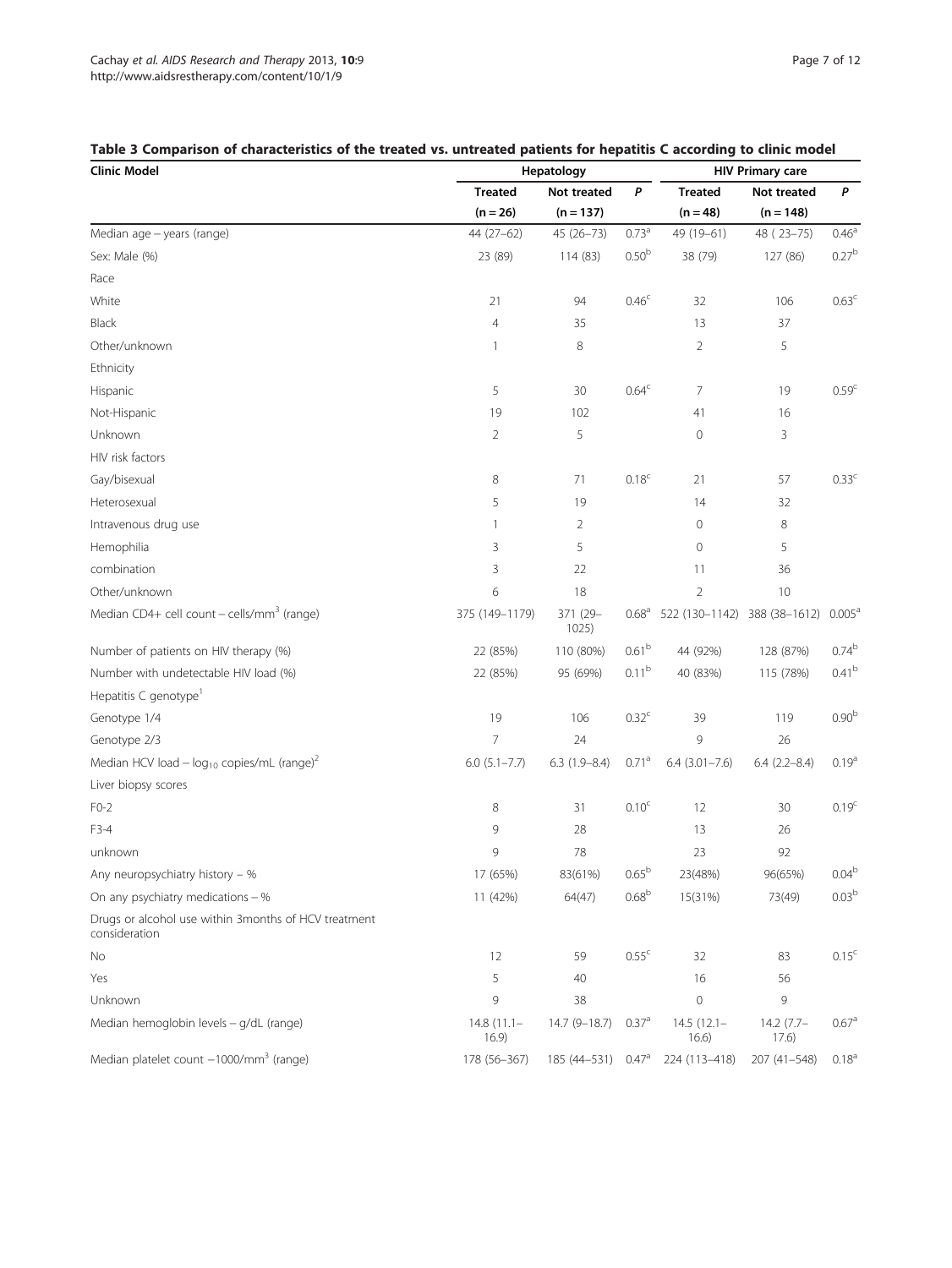**Table 3 Comparison of characteristics of the treated vs. untreated patients for hepatitis C according to clinic model**

| Clinic Model | Hepatology | | | HIV Primary care | | |
|---|---|---|---|---|---|---|
| | Treated (n = 26) | Not treated (n = 137) | P | Treated (n = 48) | Not treated (n = 148) | P |
| Median age – years (range) | 44 (27–62) | 45 (26–73) | 0.73[a] | 49 (19–61) | 48 ( 23–75) | 0.46[a] |
| Sex: Male (%) | 23 (89) | 114 (83) | 0.50[b] | 38 (79) | 127 (86) | 0.27[b] |
| Race | | | | | | |
| White | 21 | 94 | 0.46[c] | 32 | 106 | 0.63[c] |
| Black | 4 | 35 | | 13 | 37 | |
| Other/unknown | 1 | 8 | | 2 | 5 | |
| Ethnicity | | | | | | |
| Hispanic | 5 | 30 | 0.64[c] | 7 | 19 | 0.59[c] |
| Not-Hispanic | 19 | 102 | | 41 | 16 | |
| Unknown | 2 | 5 | | 0 | 3 | |
| HIV risk factors | | | | | | |
| Gay/bisexual | 8 | 71 | 0.18[c] | 21 | 57 | 0.33[c] |
| Heterosexual | 5 | 19 | | 14 | 32 | |
| Intravenous drug use | 1 | 2 | | 0 | 8 | |
| Hemophilia | 3 | 5 | | 0 | 5 | |
| combination | 3 | 22 | | 11 | 36 | |
| Other/unknown | 6 | 18 | | 2 | 10 | |
| Median CD4+ cell count – cells/$mm^3$ (range) | 375 (149–1179) | 371 (29–1025) | 0.68[a] | 522 (130–1142) | 388 (38–1612) | 0.005[a] |
| Number of patients on HIV therapy (%) | 22 (85%) | 110 (80%) | 0.61[b] | 44 (92%) | 128 (87%) | 0.74[b] |
| Number with undetectable HIV load (%) | 22 (85%) | 95 (69%) | 0.11[b] | 40 (83%) | 115 (78%) | 0.41[b] |
| Hepatitis C genotype[1] | | | | | | |
| Genotype 1/4 | 19 | 106 | 0.32[c] | 39 | 119 | 0.90[b] |
| Genotype 2/3 | 7 | 24 | | 9 | 26 | |
| Median HCV load – $\log_{10}$ copies/mL (range)[2] | 6.0 (5.1–7.7) | 6.3 (1.9–8.4) | 0.71[a] | 6.4 (3.01–7.6) | 6.4 (2.2–8.4) | 0.19[a] |
| Liver biopsy scores | | | | | | |
| F0-2 | 8 | 31 | 0.10[c] | 12 | 30 | 0.19[c] |
| F3-4 | 9 | 28 | | 13 | 26 | |
| unknown | 9 | 78 | | 23 | 92 | |
| Any neuropsychiatry history – % | 17 (65%) | 83(61%) | 0.65[b] | 23(48%) | 96(65%) | 0.04[b] |
| On any psychiatry medications – % | 11 (42%) | 64(47) | 0.68[b] | 15(31%) | 73(49) | 0.03[b] |
| Drugs or alcohol use within 3months of HCV treatment consideration | | | | | | |
| No | 12 | 59 | 0.55[c] | 32 | 83 | 0.15[c] |
| Yes | 5 | 40 | | 16 | 56 | |
| Unknown | 9 | 38 | | 0 | 9 | |
| Median hemoglobin levels – g/dL (range) | 14.8 (11.1–16.9) | 14.7 (9–18.7) | 0.37[a] | 14.5 (12.1–16.6) | 14.2 (7.7–17.6) | 0.67[a] |
| Median platelet count –1000/$mm^3$ (range) | 178 (56–367) | 185 (44–531) | 0.47[a] | 224 (113–418) | 207 (41–548) | 0.18[a] |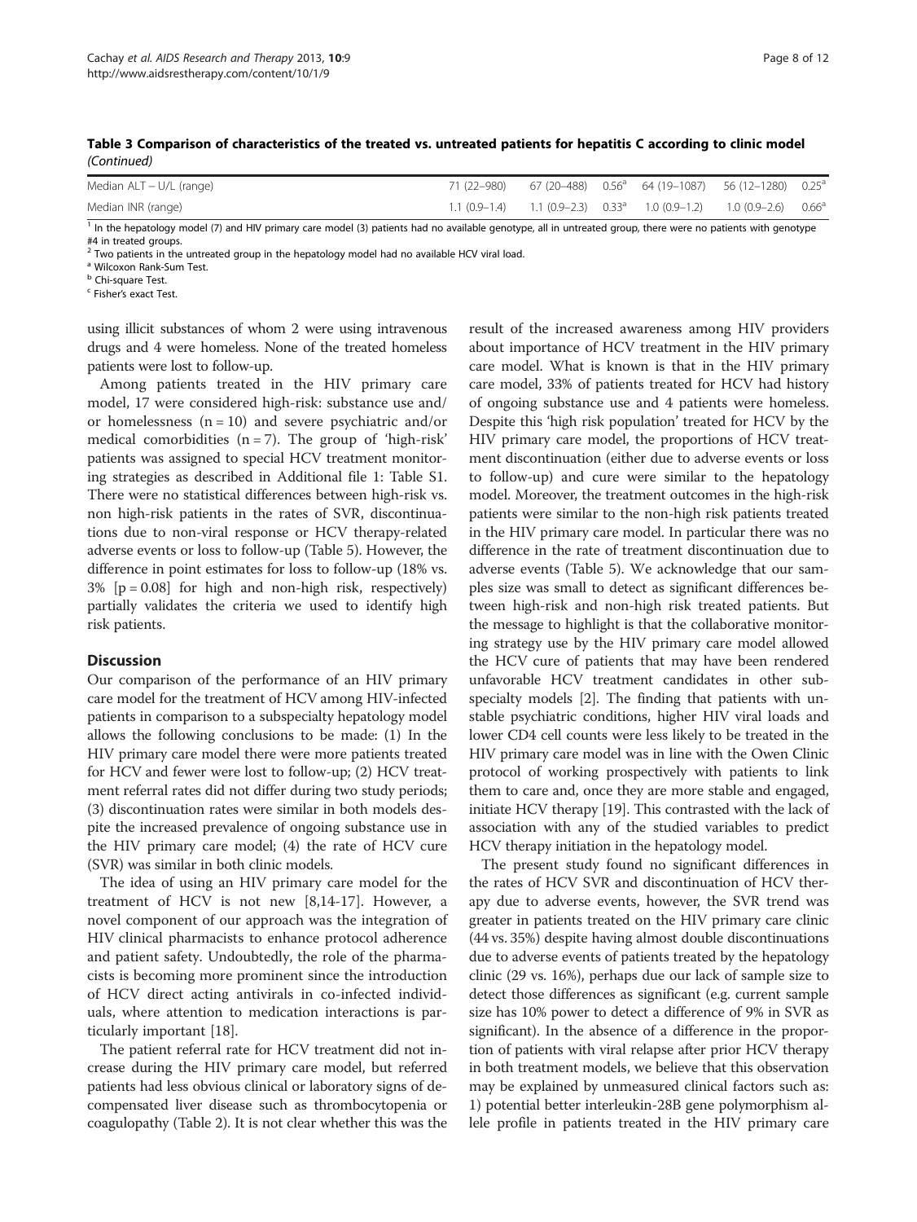**Table 3 Comparison of characteristics of the treated vs. untreated patients for hepatitis C according to clinic model** *(Continued)*

| | | | | | | |
|---|---|---|---|---|---|---|
| Median ALT – U/L (range) | 71 (22–980) | 67 (20–488) | 0.56[a] | 64 (19–1087) | 56 (12–1280) | 0.25[a] |
| Median INR (range) | 1.1 (0.9–1.4) | 1.1 (0.9–2.3) | 0.33[a] | 1.0 (0.9–1.2) | 1.0 (0.9–2.6) | 0.66[a] |

[1] In the hepatology model (7) and HIV primary care model (3) patients had no available genotype, all in untreated group, there were no patients with genotype #4 in treated groups.
[2] Two patients in the untreated group in the hepatology model had no available HCV viral load.
[a] Wilcoxon Rank-Sum Test.
[b] Chi-square Test.
[c] Fisher's exact Test.

using illicit substances of whom 2 were using intravenous drugs and 4 were homeless. None of the treated homeless patients were lost to follow-up.

Among patients treated in the HIV primary care model, 17 were considered high-risk: substance use and/or homelessness (n = 10) and severe psychiatric and/or medical comorbidities (n = 7). The group of 'high-risk' patients was assigned to special HCV treatment monitoring strategies as described in Additional file 1: Table S1. There were no statistical differences between high-risk vs. non high-risk patients in the rates of SVR, discontinuations due to non-viral response or HCV therapy-related adverse events or loss to follow-up (Table 5). However, the difference in point estimates for loss to follow-up (18% vs. 3% [p = 0.08] for high and non-high risk, respectively) partially validates the criteria we used to identify high risk patients.

## Discussion

Our comparison of the performance of an HIV primary care model for the treatment of HCV among HIV-infected patients in comparison to a subspecialty hepatology model allows the following conclusions to be made: (1) In the HIV primary care model there were more patients treated for HCV and fewer were lost to follow-up; (2) HCV treatment referral rates did not differ during two study periods; (3) discontinuation rates were similar in both models despite the increased prevalence of ongoing substance use in the HIV primary care model; (4) the rate of HCV cure (SVR) was similar in both clinic models.

The idea of using an HIV primary care model for the treatment of HCV is not new [8,14-17]. However, a novel component of our approach was the integration of HIV clinical pharmacists to enhance protocol adherence and patient safety. Undoubtedly, the role of the pharmacists is becoming more prominent since the introduction of HCV direct acting antivirals in co-infected individuals, where attention to medication interactions is particularly important [18].

The patient referral rate for HCV treatment did not increase during the HIV primary care model, but referred patients had less obvious clinical or laboratory signs of decompensated liver disease such as thrombocytopenia or coagulopathy (Table 2). It is not clear whether this was the result of the increased awareness among HIV providers about importance of HCV treatment in the HIV primary care model. What is known is that in the HIV primary care model, 33% of patients treated for HCV had history of ongoing substance use and 4 patients were homeless. Despite this 'high risk population' treated for HCV by the HIV primary care model, the proportions of HCV treatment discontinuation (either due to adverse events or loss to follow-up) and cure were similar to the hepatology model. Moreover, the treatment outcomes in the high-risk patients were similar to the non-high risk patients treated in the HIV primary care model. In particular there was no difference in the rate of treatment discontinuation due to adverse events (Table 5). We acknowledge that our samples size was small to detect as significant differences between high-risk and non-high risk treated patients. But the message to highlight is that the collaborative monitoring strategy use by the HIV primary care model allowed the HCV cure of patients that may have been rendered unfavorable HCV treatment candidates in other subspecialty models [2]. The finding that patients with unstable psychiatric conditions, higher HIV viral loads and lower CD4 cell counts were less likely to be treated in the HIV primary care model was in line with the Owen Clinic protocol of working prospectively with patients to link them to care and, once they are more stable and engaged, initiate HCV therapy [19]. This contrasted with the lack of association with any of the studied variables to predict HCV therapy initiation in the hepatology model.

The present study found no significant differences in the rates of HCV SVR and discontinuation of HCV therapy due to adverse events, however, the SVR trend was greater in patients treated on the HIV primary care clinic (44 vs. 35%) despite having almost double discontinuations due to adverse events of patients treated by the hepatology clinic (29 vs. 16%), perhaps due our lack of sample size to detect those differences as significant (e.g. current sample size has 10% power to detect a difference of 9% in SVR as significant). In the absence of a difference in the proportion of patients with viral relapse after prior HCV therapy in both treatment models, we believe that this observation may be explained by unmeasured clinical factors such as: 1) potential better interleukin-28B gene polymorphism allele profile in patients treated in the HIV primary care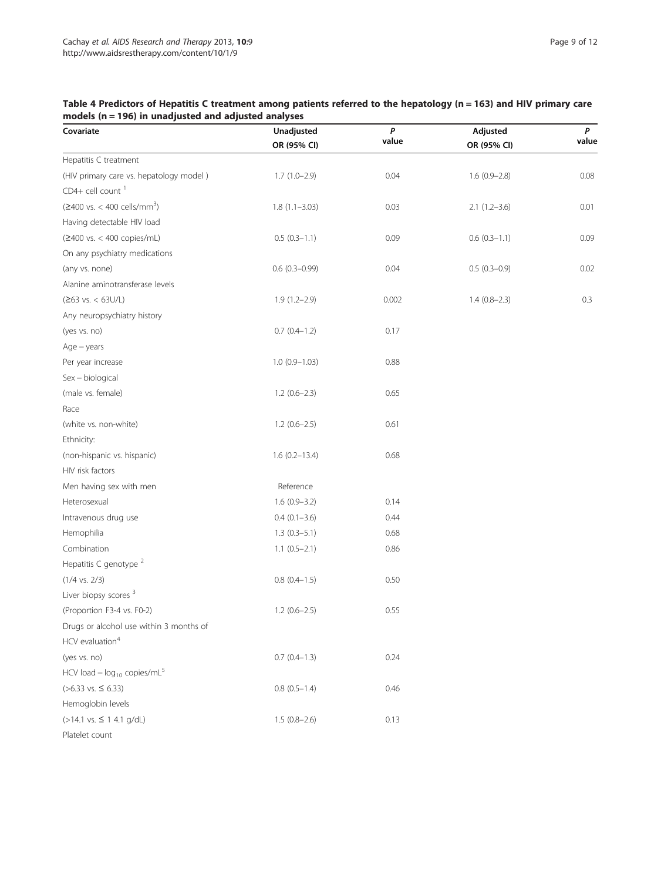**Table 4 Predictors of Hepatitis C treatment among patients referred to the hepatology (n = 163) and HIV primary care models (n = 196) in unadjusted and adjusted analyses**

| Covariate | Unadjusted OR (95% CI) | *P* value | Adjusted OR (95% CI) | *P* value |
|---|---|---|---|---|
| Hepatitis C treatment | | | | |
| (HIV primary care vs. hepatology model ) | 1.7 (1.0–2.9) | 0.04 | 1.6 (0.9–2.8) | 0.08 |
| CD4+ cell count [1] | | | | |
| (≥400 vs. < 400 cells/mm$^3$) | 1.8 (1.1–3.03) | 0.03 | 2.1 (1.2–3.6) | 0.01 |
| Having detectable HIV load | | | | |
| (≥400 vs. < 400 copies/mL) | 0.5 (0.3–1.1) | 0.09 | 0.6 (0.3–1.1) | 0.09 |
| On any psychiatry medications | | | | |
| (any vs. none) | 0.6 (0.3–0.99) | 0.04 | 0.5 (0.3–0.9) | 0.02 |
| Alanine aminotransferase levels | | | | |
| (≥63 vs. < 63U/L) | 1.9 (1.2–2.9) | 0.002 | 1.4 (0.8–2.3) | 0.3 |
| Any neuropsychiatry history | | | | |
| (yes vs. no) | 0.7 (0.4–1.2) | 0.17 | | |
| Age – years | | | | |
| Per year increase | 1.0 (0.9–1.03) | 0.88 | | |
| Sex – biological | | | | |
| (male vs. female) | 1.2 (0.6–2.3) | 0.65 | | |
| Race | | | | |
| (white vs. non-white) | 1.2 (0.6–2.5) | 0.61 | | |
| Ethnicity: | | | | |
| (non-hispanic vs. hispanic) | 1.6 (0.2–13.4) | 0.68 | | |
| HIV risk factors | | | | |
| Men having sex with men | Reference | | | |
| Heterosexual | 1.6 (0.9–3.2) | 0.14 | | |
| Intravenous drug use | 0.4 (0.1–3.6) | 0.44 | | |
| Hemophilia | 1.3 (0.3–5.1) | 0.68 | | |
| Combination | 1.1 (0.5–2.1) | 0.86 | | |
| Hepatitis C genotype [2] | | | | |
| (1/4 vs. 2/3) | 0.8 (0.4–1.5) | 0.50 | | |
| Liver biopsy scores [3] | | | | |
| (Proportion F3-4 vs. F0-2) | 1.2 (0.6–2.5) | 0.55 | | |
| Drugs or alcohol use within 3 months of HCV evaluation[4] | | | | |
| (yes vs. no) | 0.7 (0.4–1.3) | 0.24 | | |
| HCV load – $\log_{10}$ copies/mL[5] | | | | |
| (>6.33 vs. ≤ 6.33) | 0.8 (0.5–1.4) | 0.46 | | |
| Hemoglobin levels | | | | |
| (>14.1 vs. ≤ 1 4.1 g/dL) | 1.5 (0.8–2.6) | 0.13 | | |
| Platelet count | | | | |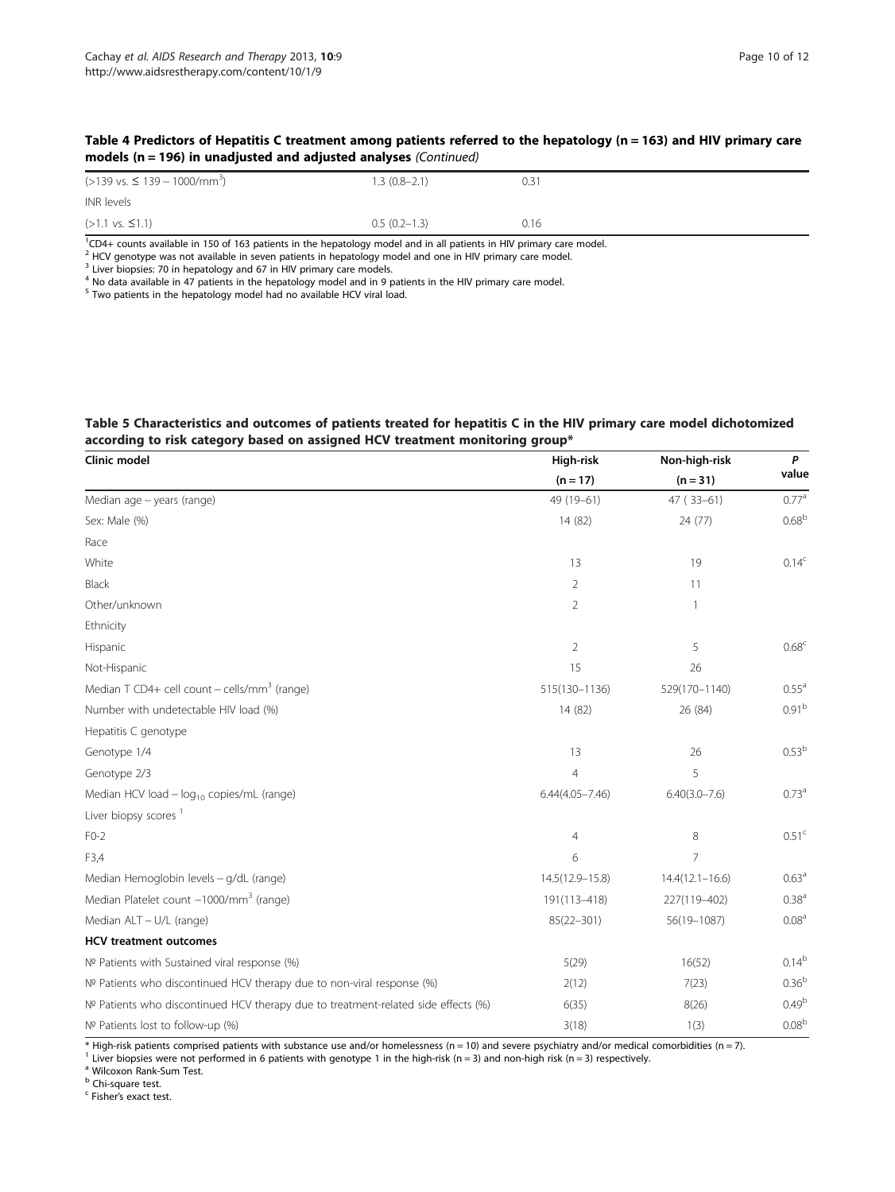**Table 4 Predictors of Hepatitis C treatment among patients referred to the hepatology (n = 163) and HIV primary care models (n = 196) in unadjusted and adjusted analyses** *(Continued)*

| | | |
|---|---|---|
| (>139 vs. ≤ 139 – 1000/mm$^3$) | 1.3 (0.8–2.1) | 0.31 |
| INR levels | | |
| (>1.1 vs. ≤1.1) | 0.5 (0.2–1.3) | 0.16 |

[1]CD4+ counts available in 150 of 163 patients in the hepatology model and in all patients in HIV primary care model.
[2] HCV genotype was not available in seven patients in hepatology model and one in HIV primary care model.
[3] Liver biopsies: 70 in hepatology and 67 in HIV primary care models.
[4] No data available in 47 patients in the hepatology model and in 9 patients in the HIV primary care model.
[5] Two patients in the hepatology model had no available HCV viral load.

**Table 5 Characteristics and outcomes of patients treated for hepatitis C in the HIV primary care model dichotomized according to risk category based on assigned HCV treatment monitoring group***

| Clinic model | High-risk (n = 17) | Non-high-risk (n = 31) | P value |
|---|---|---|---|
| Median age – years (range) | 49 (19–61) | 47 ( 33–61) | 0.77[a] |
| Sex: Male (%) | 14 (82) | 24 (77) | 0.68[b] |
| Race | | | |
| White | 13 | 19 | 0.14[c] |
| Black | 2 | 11 | |
| Other/unknown | 2 | 1 | |
| Ethnicity | | | |
| Hispanic | 2 | 5 | 0.68[c] |
| Not-Hispanic | 15 | 26 | |
| Median T CD4+ cell count – cells/mm$^3$ (range) | 515(130–1136) | 529(170–1140) | 0.55[a] |
| Number with undetectable HIV load (%) | 14 (82) | 26 (84) | 0.91[b] |
| Hepatitis C genotype | | | |
| Genotype 1/4 | 13 | 26 | 0.53[b] |
| Genotype 2/3 | 4 | 5 | |
| Median HCV load – $\log_{10}$ copies/mL (range) | 6.44(4.05–7.46) | 6.40(3.0–7.6) | 0.73[a] |
| Liver biopsy scores [1] | | | |
| F0-2 | 4 | 8 | 0.51[c] |
| F3,4 | 6 | 7 | |
| Median Hemoglobin levels – g/dL (range) | 14.5(12.9–15.8) | 14.4(12.1–16.6) | 0.63[a] |
| Median Platelet count –1000/mm$^3$ (range) | 191(113–418) | 227(119–402) | 0.38[a] |
| Median ALT – U/L (range) | 85(22–301) | 56(19–1087) | 0.08[a] |
| **HCV treatment outcomes** | | | |
| Nº Patients with Sustained viral response (%) | 5(29) | 16(52) | 0.14[b] |
| Nº Patients who discontinued HCV therapy due to non-viral response (%) | 2(12) | 7(23) | 0.36[b] |
| Nº Patients who discontinued HCV therapy due to treatment-related side effects (%) | 6(35) | 8(26) | 0.49[b] |
| Nº Patients lost to follow-up (%) | 3(18) | 1(3) | 0.08[b] |

* High-risk patients comprised patients with substance use and/or homelessness (n = 10) and severe psychiatry and/or medical comorbidities (n = 7).
[1] Liver biopsies were not performed in 6 patients with genotype 1 in the high-risk (n = 3) and non-high risk (n = 3) respectively.
[a] Wilcoxon Rank-Sum Test.
[b] Chi-square test.
[c] Fisher's exact test.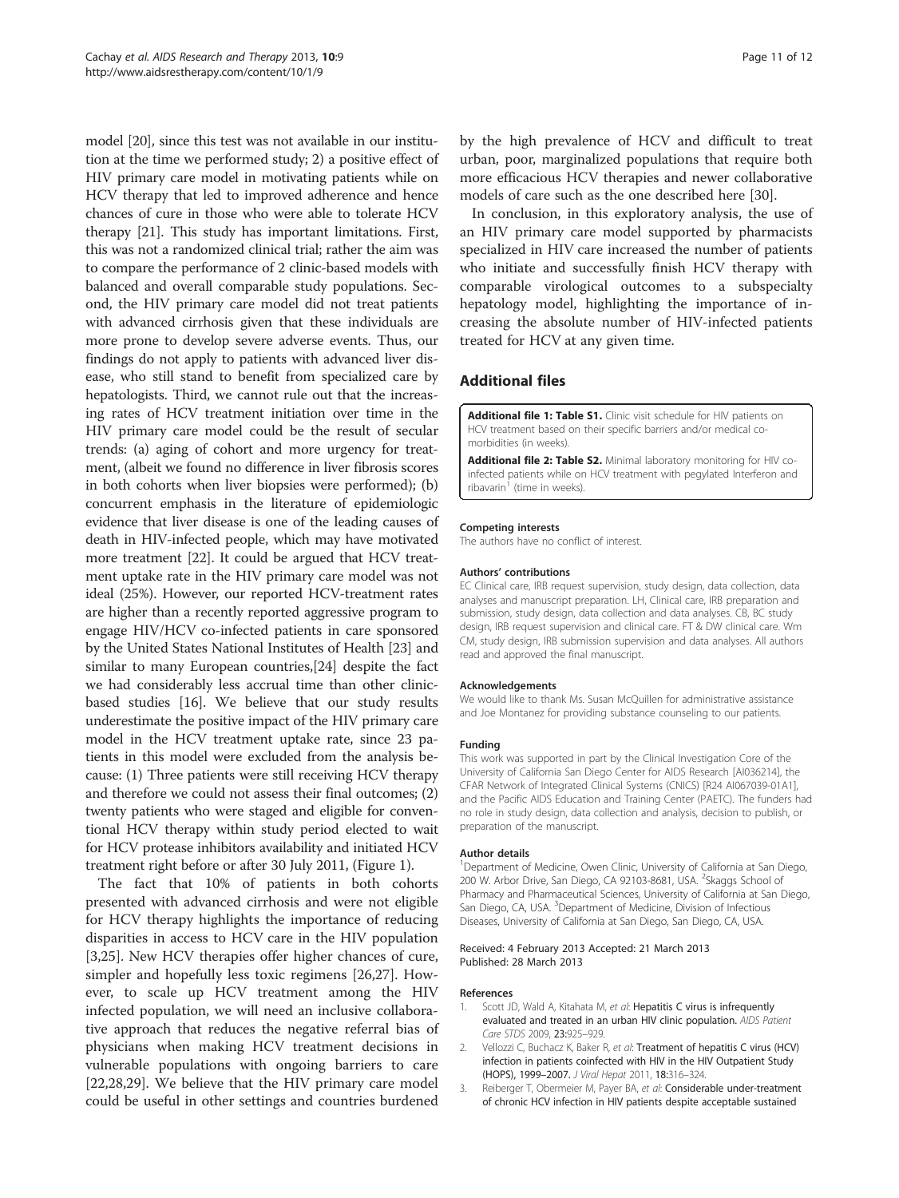model [20], since this test was not available in our institution at the time we performed study; 2) a positive effect of HIV primary care model in motivating patients while on HCV therapy that led to improved adherence and hence chances of cure in those who were able to tolerate HCV therapy [21]. This study has important limitations. First, this was not a randomized clinical trial; rather the aim was to compare the performance of 2 clinic-based models with balanced and overall comparable study populations. Second, the HIV primary care model did not treat patients with advanced cirrhosis given that these individuals are more prone to develop severe adverse events. Thus, our findings do not apply to patients with advanced liver disease, who still stand to benefit from specialized care by hepatologists. Third, we cannot rule out that the increasing rates of HCV treatment initiation over time in the HIV primary care model could be the result of secular trends: (a) aging of cohort and more urgency for treatment, (albeit we found no difference in liver fibrosis scores in both cohorts when liver biopsies were performed); (b) concurrent emphasis in the literature of epidemiologic evidence that liver disease is one of the leading causes of death in HIV-infected people, which may have motivated more treatment [22]. It could be argued that HCV treatment uptake rate in the HIV primary care model was not ideal (25%). However, our reported HCV-treatment rates are higher than a recently reported aggressive program to engage HIV/HCV co-infected patients in care sponsored by the United States National Institutes of Health [23] and similar to many European countries,[24] despite the fact we had considerably less accrual time than other clinic-based studies [16]. We believe that our study results underestimate the positive impact of the HIV primary care model in the HCV treatment uptake rate, since 23 patients in this model were excluded from the analysis because: (1) Three patients were still receiving HCV therapy and therefore we could not assess their final outcomes; (2) twenty patients who were staged and eligible for conventional HCV therapy within study period elected to wait for HCV protease inhibitors availability and initiated HCV treatment right before or after 30 July 2011, (Figure 1).

The fact that 10% of patients in both cohorts presented with advanced cirrhosis and were not eligible for HCV therapy highlights the importance of reducing disparities in access to HCV care in the HIV population [3,25]. New HCV therapies offer higher chances of cure, simpler and hopefully less toxic regimens [26,27]. However, to scale up HCV treatment among the HIV infected population, we will need an inclusive collaborative approach that reduces the negative referral bias of physicians when making HCV treatment decisions in vulnerable populations with ongoing barriers to care [22,28,29]. We believe that the HIV primary care model could be useful in other settings and countries burdened by the high prevalence of HCV and difficult to treat urban, poor, marginalized populations that require both more efficacious HCV therapies and newer collaborative models of care such as the one described here [30].

In conclusion, in this exploratory analysis, the use of an HIV primary care model supported by pharmacists specialized in HIV care increased the number of patients who initiate and successfully finish HCV therapy with comparable virological outcomes to a subspecialty hepatology model, highlighting the importance of increasing the absolute number of HIV-infected patients treated for HCV at any given time.

## Additional files

**Additional file 1: Table S1.** Clinic visit schedule for HIV patients on HCV treatment based on their specific barriers and/or medical co-morbidities (in weeks).

**Additional file 2: Table S2.** Minimal laboratory monitoring for HIV co-infected patients while on HCV treatment with pegylated Interferon and ribavarin[1] (time in weeks).

#### Competing interests

The authors have no conflict of interest.

#### Authors' contributions

EC Clinical care, IRB request supervision, study design, data collection, data analyses and manuscript preparation. LH, Clinical care, IRB preparation and submission, study design, data collection and data analyses. CB, BC study design, IRB request supervision and clinical care. FT & DW clinical care. Wm CM, study design, IRB submission supervision and data analyses. All authors read and approved the final manuscript.

#### Acknowledgements

We would like to thank Ms. Susan McQuillen for administrative assistance and Joe Montanez for providing substance counseling to our patients.

#### Funding

This work was supported in part by the Clinical Investigation Core of the University of California San Diego Center for AIDS Research [AI036214], the CFAR Network of Integrated Clinical Systems (CNICS) [R24 AI067039-01A1], and the Pacific AIDS Education and Training Center (PAETC). The funders had no role in study design, data collection and analysis, decision to publish, or preparation of the manuscript.

#### Author details

[1]Department of Medicine, Owen Clinic, University of California at San Diego, 200 W. Arbor Drive, San Diego, CA 92103-8681, USA. [2]Skaggs School of Pharmacy and Pharmaceutical Sciences, University of California at San Diego, San Diego, CA, USA. [3]Department of Medicine, Division of Infectious Diseases, University of California at San Diego, San Diego, CA, USA.

Received: 4 February 2013 Accepted: 21 March 2013
Published: 28 March 2013

#### References

1. Scott JD, Wald A, Kitahata M, *et al*: **Hepatitis C virus is infrequently evaluated and treated in an urban HIV clinic population.** *AIDS Patient Care STDS* 2009, **23:**925–929.
2. Vellozzi C, Buchacz K, Baker R, *et al*: **Treatment of hepatitis C virus (HCV) infection in patients coinfected with HIV in the HIV Outpatient Study (HOPS), 1999–2007.** *J Viral Hepat* 2011, **18:**316–324.
3. Reiberger T, Obermeier M, Payer BA, *et al*: **Considerable under-treatment of chronic HCV infection in HIV patients despite acceptable sustained**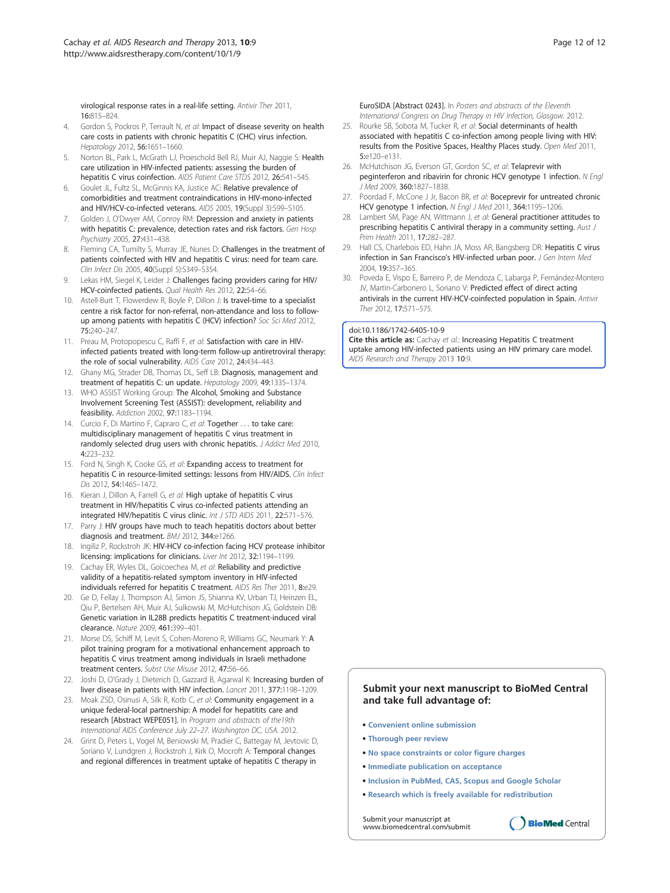virological response rates in a real-life setting. *Antivir Ther* 2011, **16**:815–824.

4. Gordon S, Pockros P, Terrault N, *et al*: **Impact of disease severity on health care costs in patients with chronic hepatitis C (CHC) virus infection.** *Hepatology* 2012, **56**:1651–1660.
5. Norton BL, Park L, McGrath LJ, Proeschold Bell RJ, Muir AJ, Naggie S: **Health care utilization in HIV-infected patients: assessing the burden of hepatitis C virus coinfection.** *AIDS Patient Care STDS* 2012, **26**:541–545.
6. Goulet JL, Fultz SL, McGinnis KA, Justice AC: **Relative prevalence of comorbidities and treatment contraindications in HIV-mono-infected and HIV/HCV-co-infected veterans.** *AIDS* 2005, **19**(Suppl 3):S99–S105.
7. Golden J, O'Dwyer AM, Conroy RM: **Depression and anxiety in patients with hepatitis C: prevalence, detection rates and risk factors.** *Gen Hosp Psychiatry* 2005, **27**:431–438.
8. Fleming CA, Tumilty S, Murray JE, Nunes D: **Challenges in the treatment of patients coinfected with HIV and hepatitis C virus: need for team care.** *Clin Infect Dis* 2005, **40**(Suppl 5):S349–S354.
9. Lekas HM, Siegel K, Leider J: **Challenges facing providers caring for HIV/HCV-coinfected patients.** *Qual Health Res* 2012, **22**:54–66.
10. Astell-Burt T, Flowerdew R, Boyle P, Dillon J: **Is travel-time to a specialist centre a risk factor for non-referral, non-attendance and loss to follow-up among patients with hepatitis C (HCV) infection?** *Soc Sci Med* 2012, **75**:240–247.
11. Preau M, Protopopescu C, Raffi F, *et al*: **Satisfaction with care in HIV-infected patients treated with long-term follow-up antiretroviral therapy: the role of social vulnerability.** *AIDS Care* 2012, **24**:434–443.
12. Ghany MG, Strader DB, Thomas DL, Seff LB: **Diagnosis, management and treatment of hepatitis C: un update.** *Hepatology* 2009, **49**:1335–1374.
13. WHO ASSIST Working Group: **The Alcohol, Smoking and Substance Involvement Screening Test (ASSIST): development, reliability and feasibility.** *Addiction* 2002, **97**:1183–1194.
14. Curcio F, Di Martino F, Capraro C, *et al*: **Together . . . to take care: multidisciplinary management of hepatitis C virus treatment in randomly selected drug users with chronic hepatitis.** *J Addict Med* 2010, **4**:223–232.
15. Ford N, Singh K, Cooke GS, *et al*: **Expanding access to treatment for hepatitis C in resource-limited settings: lessons from HIV/AIDS.** *Clin Infect Dis* 2012, **54**:1465–1472.
16. Kieran J, Dillon A, Farrell G, *et al*: **High uptake of hepatitis C virus treatment in HIV/hepatitis C virus co-infected patients attending an integrated HIV/hepatitis C virus clinic.** *Int J STD AIDS* 2011, **22**:571–576.
17. Parry J: **HIV groups have much to teach hepatitis doctors about better diagnosis and treatment.** *BMJ* 2012, **344**:e1266.
18. Ingiliz P, Rockstroh JK: **HIV-HCV co-infection facing HCV protease inhibitor licensing: implications for clinicians.** *Liver Int* 2012, **32**:1194–1199.
19. Cachay ER, Wyles DL, Goicoechea M, *et al*: **Reliability and predictive validity of a hepatitis-related symptom inventory in HIV-infected individuals referred for hepatitis C treatment.** *AIDS Res Ther* 2011, **8**:e29.
20. Ge D, Fellay J, Thompson AJ, Simon JS, Shianna KV, Urban TJ, Heinzen EL, Qiu P, Bertelsen AH, Muir AJ, Sulkowski M, McHutchison JG, Goldstein DB: **Genetic variation in IL28B predicts hepatitis C treatment-induced viral clearance.** *Nature* 2009, **461**:399–401.
21. Morse DS, Schiff M, Levit S, Cohen-Moreno R, Williams GC, Neumark Y: **A pilot training program for a motivational enhancement approach to hepatitis C virus treatment among individuals in Israeli methadone treatment centers.** *Subst Use Misuse* 2012, **47**:56–66.
22. Joshi D, O'Grady J, Dieterich D, Gazzard B, Agarwal K: **Increasing burden of liver disease in patients with HIV infection.** *Lancet* 2011, **377**:1198–1209.
23. Moak ZSD, Osinusi A, Silk R, Kotb C, *et al*: **Community engagement in a unique federal-local partnership: A model for hepatitis care and research [Abstract WEPE051].** In *Program and abstracts of the19th International AIDS Conference July 22–27. Washington DC, USA*. 2012.
24. Grint D, Peters L, Vogel M, Beniowski M, Pradier C, Battegay M, Jevtovic D, Soriano V, Lundgren J, Rockstroh J, Kirk O, Mocroft A: **Temporal changes and regional differences in treatment uptake of hepatitis C therapy in EuroSIDA [Abstract 0243].** In *Posters and abstracts of the Eleventh International Congress on Drug Therapy in HIV Infection, Glasgow*. 2012.
25. Rourke SB, Sobota M, Tucker R, *et al*: **Social determinants of health associated with hepatitis C co-infection among people living with HIV: results from the Positive Spaces, Healthy Places study.** *Open Med* 2011, **5**:e120–e131.
26. McHutchison JG, Everson GT, Gordon SC, *et al*: **Telaprevir with peginterferon and ribavirin for chronic HCV genotype 1 infection.** *N Engl J Med* 2009, **360**:1827–1838.
27. Poordad F, McCone J Jr, Bacon BR, *et al*: **Boceprevir for untreated chronic HCV genotype 1 infection.** *N Engl J Med* 2011, **364**:1195–1206.
28. Lambert SM, Page AN, Wittmann J, *et al*: **General practitioner attitudes to prescribing hepatitis C antiviral therapy in a community setting.** *Aust J Prim Health* 2011, **17**:282–287.
29. Hall CS, Charlebois ED, Hahn JA, Moss AR, Bangsberg DR: **Hepatitis C virus infection in San Francisco's HIV-infected urban poor.** *J Gen Intern Med* 2004, **19**:357–365.
30. Poveda E, Vispo E, Barreiro P, de Mendoza C, Labarga P, Fernández-Montero JV, Martin-Carbonero L, Soriano V: **Predicted effect of direct acting antivirals in the current HIV-HCV-coinfected population in Spain.** *Antivir Ther* 2012, **17**:571–575.

doi:10.1186/1742-6405-10-9
**Cite this article as:** Cachay *et al.*: Increasing Hepatitis C treatment uptake among HIV-infected patients using an HIV primary care model. *AIDS Research and Therapy* 2013 **10**:9.

**Submit your next manuscript to BioMed Central and take full advantage of:**

- **Convenient online submission**
- **Thorough peer review**
- **No space constraints or color figure charges**
- **Immediate publication on acceptance**
- **Inclusion in PubMed, CAS, Scopus and Google Scholar**
- **Research which is freely available for redistribution**

Submit your manuscript at
www.biomedcentral.com/submit

BioMed Central